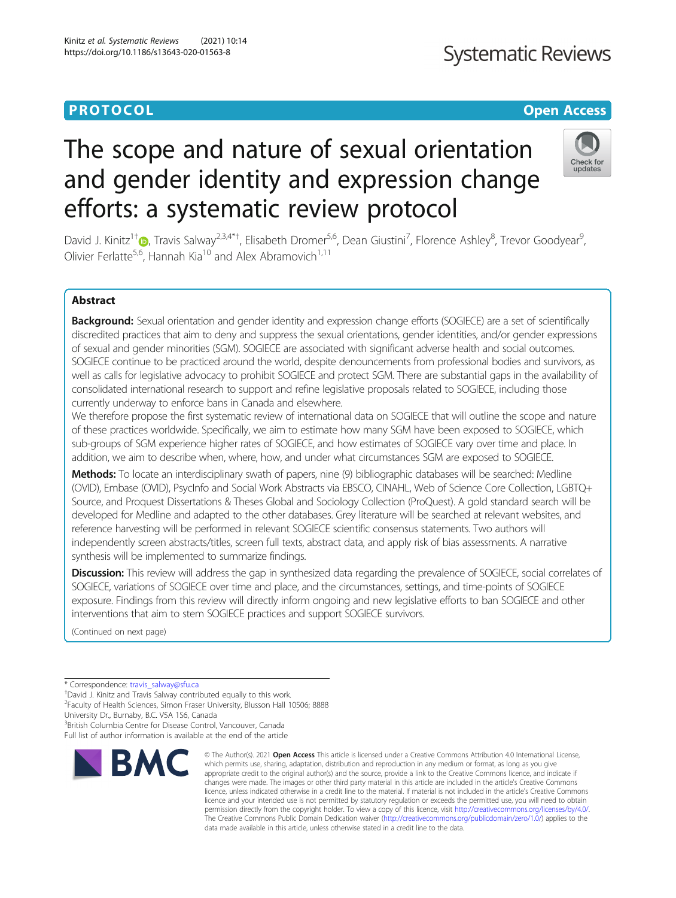PROTOCOL

Open Access

# The scope and nature of sexual orientation and gender identity and expression change efforts: a systematic review protocol

David J. Kinitz[1†], Travis Salway[2,3,4*†], Elisabeth Dromer[5,6], Dean Giustini[7], Florence Ashley[8], Trevor Goodyear[9], Olivier Ferlatte[5,6], Hannah Kia[10] and Alex Abramovich[1,11]

## Abstract

**Background:** Sexual orientation and gender identity and expression change efforts (SOGIECE) are a set of scientifically discredited practices that aim to deny and suppress the sexual orientations, gender identities, and/or gender expressions of sexual and gender minorities (SGM). SOGIECE are associated with significant adverse health and social outcomes. SOGIECE continue to be practiced around the world, despite denouncements from professional bodies and survivors, as well as calls for legislative advocacy to prohibit SOGIECE and protect SGM. There are substantial gaps in the availability of consolidated international research to support and refine legislative proposals related to SOGIECE, including those currently underway to enforce bans in Canada and elsewhere.

We therefore propose the first systematic review of international data on SOGIECE that will outline the scope and nature of these practices worldwide. Specifically, we aim to estimate how many SGM have been exposed to SOGIECE, which sub-groups of SGM experience higher rates of SOGIECE, and how estimates of SOGIECE vary over time and place. In addition, we aim to describe when, where, how, and under what circumstances SGM are exposed to SOGIECE.

**Methods:** To locate an interdisciplinary swath of papers, nine (9) bibliographic databases will be searched: Medline (OVID), Embase (OVID), PsycInfo and Social Work Abstracts via EBSCO, CINAHL, Web of Science Core Collection, LGBTQ+ Source, and Proquest Dissertations & Theses Global and Sociology Collection (ProQuest). A gold standard search will be developed for Medline and adapted to the other databases. Grey literature will be searched at relevant websites, and reference harvesting will be performed in relevant SOGIECE scientific consensus statements. Two authors will independently screen abstracts/titles, screen full texts, abstract data, and apply risk of bias assessments. A narrative synthesis will be implemented to summarize findings.

**Discussion:** This review will address the gap in synthesized data regarding the prevalence of SOGIECE, social correlates of SOGIECE, variations of SOGIECE over time and place, and the circumstances, settings, and time-points of SOGIECE exposure. Findings from this review will directly inform ongoing and new legislative efforts to ban SOGIECE and other interventions that aim to stem SOGIECE practices and support SOGIECE survivors.

(Continued on next page)

\* Correspondence: travis_salway@sfu.ca

†David J. Kinitz and Travis Salway contributed equally to this work.

[2]Faculty of Health Sciences, Simon Fraser University, Blusson Hall 10506; 8888 University Dr., Burnaby, B.C. V5A 1S6, Canada

[3]British Columbia Centre for Disease Control, Vancouver, Canada

Full list of author information is available at the end of the article

© The Author(s). 2021 **Open Access** This article is licensed under a Creative Commons Attribution 4.0 International License, which permits use, sharing, adaptation, distribution and reproduction in any medium or format, as long as you give appropriate credit to the original author(s) and the source, provide a link to the Creative Commons licence, and indicate if changes were made. The images or other third party material in this article are included in the article's Creative Commons licence, unless indicated otherwise in a credit line to the material. If material is not included in the article's Creative Commons licence and your intended use is not permitted by statutory regulation or exceeds the permitted use, you will need to obtain permission directly from the copyright holder. To view a copy of this licence, visit http://creativecommons.org/licenses/by/4.0/. The Creative Commons Public Domain Dedication waiver (http://creativecommons.org/publicdomain/zero/1.0/) applies to the data made available in this article, unless otherwise stated in a credit line to the data.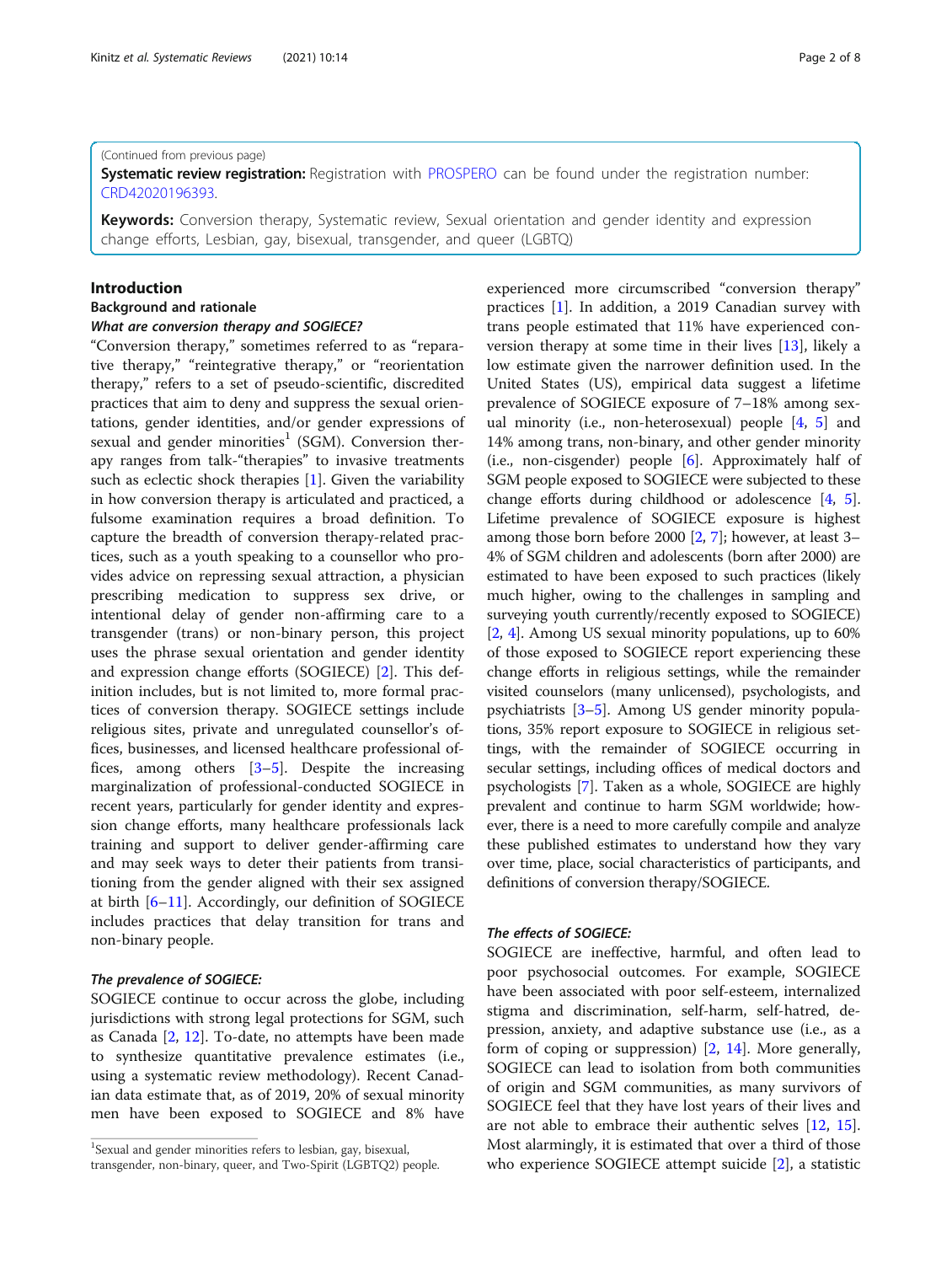(Continued from previous page)

**Systematic review registration:** Registration with PROSPERO can be found under the registration number: CRD42020196393.

**Keywords:** Conversion therapy, Systematic review, Sexual orientation and gender identity and expression change efforts, Lesbian, gay, bisexual, transgender, and queer (LGBTQ)

## Introduction

### Background and rationale

#### *What are conversion therapy and SOGIECE?*

"Conversion therapy," sometimes referred to as "reparative therapy," "reintegrative therapy," or "reorientation therapy," refers to a set of pseudo-scientific, discredited practices that aim to deny and suppress the sexual orientations, gender identities, and/or gender expressions of sexual and gender minorities[1] (SGM). Conversion therapy ranges from talk-"therapies" to invasive treatments such as eclectic shock therapies [1]. Given the variability in how conversion therapy is articulated and practiced, a fulsome examination requires a broad definition. To capture the breadth of conversion therapy-related practices, such as a youth speaking to a counsellor who provides advice on repressing sexual attraction, a physician prescribing medication to suppress sex drive, or intentional delay of gender non-affirming care to a transgender (trans) or non-binary person, this project uses the phrase sexual orientation and gender identity and expression change efforts (SOGIECE) [2]. This definition includes, but is not limited to, more formal practices of conversion therapy. SOGIECE settings include religious sites, private and unregulated counsellor's offices, businesses, and licensed healthcare professional offices, among others [3–5]. Despite the increasing marginalization of professional-conducted SOGIECE in recent years, particularly for gender identity and expression change efforts, many healthcare professionals lack training and support to deliver gender-affirming care and may seek ways to deter their patients from transitioning from the gender aligned with their sex assigned at birth [6–11]. Accordingly, our definition of SOGIECE includes practices that delay transition for trans and non-binary people.

#### *The prevalence of SOGIECE:*

SOGIECE continue to occur across the globe, including jurisdictions with strong legal protections for SGM, such as Canada [2, 12]. To-date, no attempts have been made to synthesize quantitative prevalence estimates (i.e., using a systematic review methodology). Recent Canadian data estimate that, as of 2019, 20% of sexual minority men have been exposed to SOGIECE and 8% have experienced more circumscribed "conversion therapy" practices [1]. In addition, a 2019 Canadian survey with trans people estimated that 11% have experienced conversion therapy at some time in their lives [13], likely a low estimate given the narrower definition used. In the United States (US), empirical data suggest a lifetime prevalence of SOGIECE exposure of 7–18% among sexual minority (i.e., non-heterosexual) people [4, 5] and 14% among trans, non-binary, and other gender minority (i.e., non-cisgender) people [6]. Approximately half of SGM people exposed to SOGIECE were subjected to these change efforts during childhood or adolescence [4, 5]. Lifetime prevalence of SOGIECE exposure is highest among those born before 2000 [2, 7]; however, at least 3–4% of SGM children and adolescents (born after 2000) are estimated to have been exposed to such practices (likely much higher, owing to the challenges in sampling and surveying youth currently/recently exposed to SOGIECE) [2, 4]. Among US sexual minority populations, up to 60% of those exposed to SOGIECE report experiencing these change efforts in religious settings, while the remainder visited counselors (many unlicensed), psychologists, and psychiatrists [3–5]. Among US gender minority populations, 35% report exposure to SOGIECE in religious settings, with the remainder of SOGIECE occurring in secular settings, including offices of medical doctors and psychologists [7]. Taken as a whole, SOGIECE are highly prevalent and continue to harm SGM worldwide; however, there is a need to more carefully compile and analyze these published estimates to understand how they vary over time, place, social characteristics of participants, and definitions of conversion therapy/SOGIECE.

#### *The effects of SOGIECE:*

SOGIECE are ineffective, harmful, and often lead to poor psychosocial outcomes. For example, SOGIECE have been associated with poor self-esteem, internalized stigma and discrimination, self-harm, self-hatred, depression, anxiety, and adaptive substance use (i.e., as a form of coping or suppression) [2, 14]. More generally, SOGIECE can lead to isolation from both communities of origin and SGM communities, as many survivors of SOGIECE feel that they have lost years of their lives and are not able to embrace their authentic selves [12, 15]. Most alarmingly, it is estimated that over a third of those who experience SOGIECE attempt suicide [2], a statistic

---

[1] Sexual and gender minorities refers to lesbian, gay, bisexual, transgender, non-binary, queer, and Two-Spirit (LGBTQ2) people.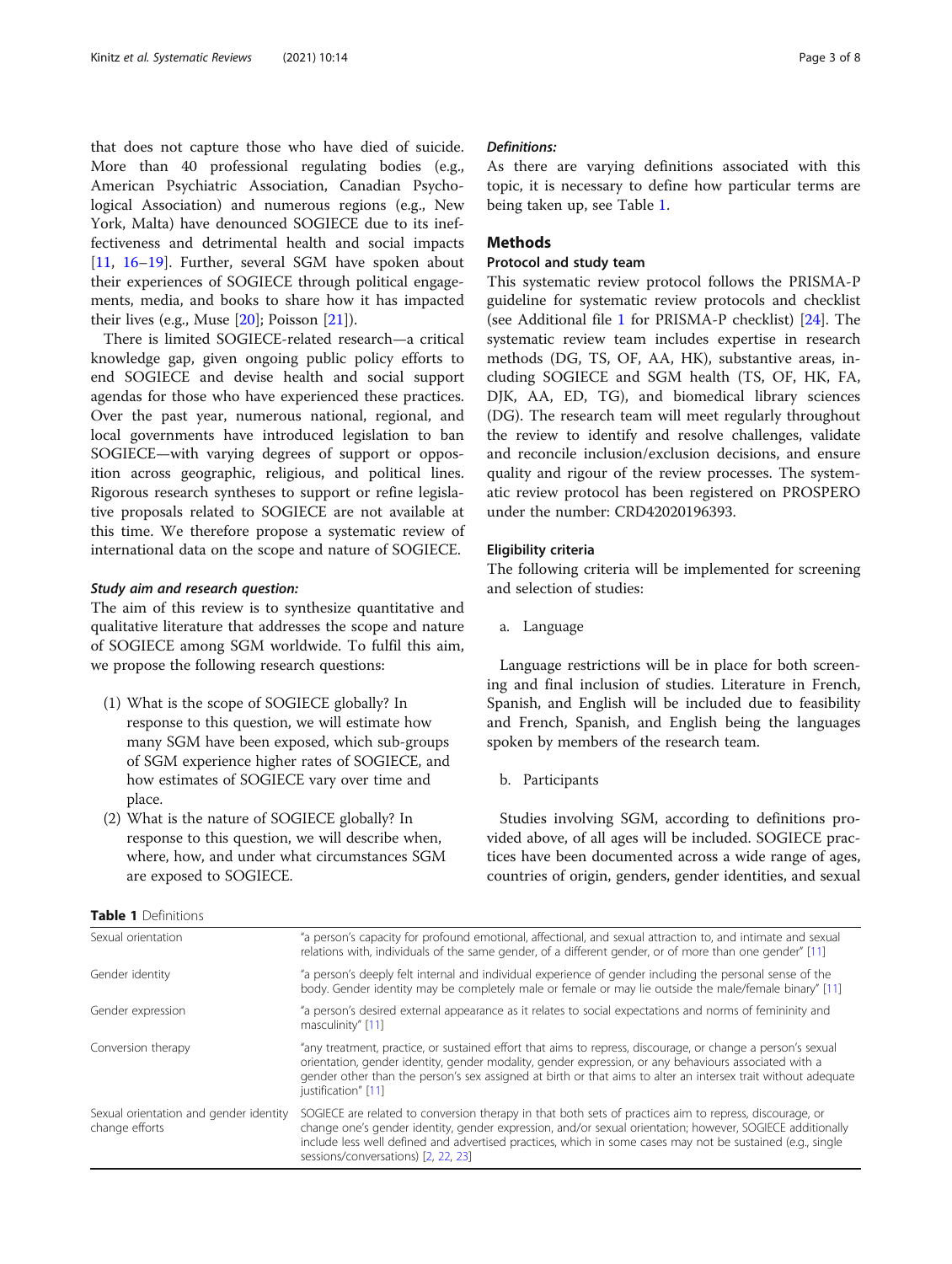that does not capture those who have died of suicide. More than 40 professional regulating bodies (e.g., American Psychiatric Association, Canadian Psychological Association) and numerous regions (e.g., New York, Malta) have denounced SOGIECE due to its ineffectiveness and detrimental health and social impacts [11, 16–19]. Further, several SGM have spoken about their experiences of SOGIECE through political engagements, media, and books to share how it has impacted their lives (e.g., Muse [20]; Poisson [21]).

There is limited SOGIECE-related research—a critical knowledge gap, given ongoing public policy efforts to end SOGIECE and devise health and social support agendas for those who have experienced these practices. Over the past year, numerous national, regional, and local governments have introduced legislation to ban SOGIECE—with varying degrees of support or opposition across geographic, religious, and political lines. Rigorous research syntheses to support or refine legislative proposals related to SOGIECE are not available at this time. We therefore propose a systematic review of international data on the scope and nature of SOGIECE.

#### *Study aim and research question:*

The aim of this review is to synthesize quantitative and qualitative literature that addresses the scope and nature of SOGIECE among SGM worldwide. To fulfil this aim, we propose the following research questions:

(1) What is the scope of SOGIECE globally? In response to this question, we will estimate how many SGM have been exposed, which sub-groups of SGM experience higher rates of SOGIECE, and how estimates of SOGIECE vary over time and place.

(2) What is the nature of SOGIECE globally? In response to this question, we will describe when, where, how, and under what circumstances SGM are exposed to SOGIECE.

#### *Definitions:*

As there are varying definitions associated with this topic, it is necessary to define how particular terms are being taken up, see Table 1.

## Methods

### Protocol and study team

This systematic review protocol follows the PRISMA-P guideline for systematic review protocols and checklist (see Additional file 1 for PRISMA-P checklist) [24]. The systematic review team includes expertise in research methods (DG, TS, OF, AA, HK), substantive areas, including SOGIECE and SGM health (TS, OF, HK, FA, DJK, AA, ED, TG), and biomedical library sciences (DG). The research team will meet regularly throughout the review to identify and resolve challenges, validate and reconcile inclusion/exclusion decisions, and ensure quality and rigour of the review processes. The systematic review protocol has been registered on PROSPERO under the number: CRD42020196393.

### Eligibility criteria

The following criteria will be implemented for screening and selection of studies:

a. Language

Language restrictions will be in place for both screening and final inclusion of studies. Literature in French, Spanish, and English will be included due to feasibility and French, Spanish, and English being the languages spoken by members of the research team.

b. Participants

Studies involving SGM, according to definitions provided above, of all ages will be included. SOGIECE practices have been documented across a wide range of ages, countries of origin, genders, gender identities, and sexual

**Table 1** Definitions

| Term | Definition |
|---|---|
| Sexual orientation | "a person's capacity for profound emotional, affectional, and sexual attraction to, and intimate and sexual relations with, individuals of the same gender, of a different gender, or of more than one gender" [11] |
| Gender identity | "a person's deeply felt internal and individual experience of gender including the personal sense of the body. Gender identity may be completely male or female or may lie outside the male/female binary" [11] |
| Gender expression | "a person's desired external appearance as it relates to social expectations and norms of femininity and masculinity" [11] |
| Conversion therapy | "any treatment, practice, or sustained effort that aims to repress, discourage, or change a person's sexual orientation, gender identity, gender modality, gender expression, or any behaviours associated with a gender other than the person's sex assigned at birth or that aims to alter an intersex trait without adequate justification" [11] |
| Sexual orientation and gender identity change efforts | SOGIECE are related to conversion therapy in that both sets of practices aim to repress, discourage, or change one's gender identity, gender expression, and/or sexual orientation; however, SOGIECE additionally include less well defined and advertised practices, which in some cases may not be sustained (e.g., single sessions/conversations) [2, 22, 23] |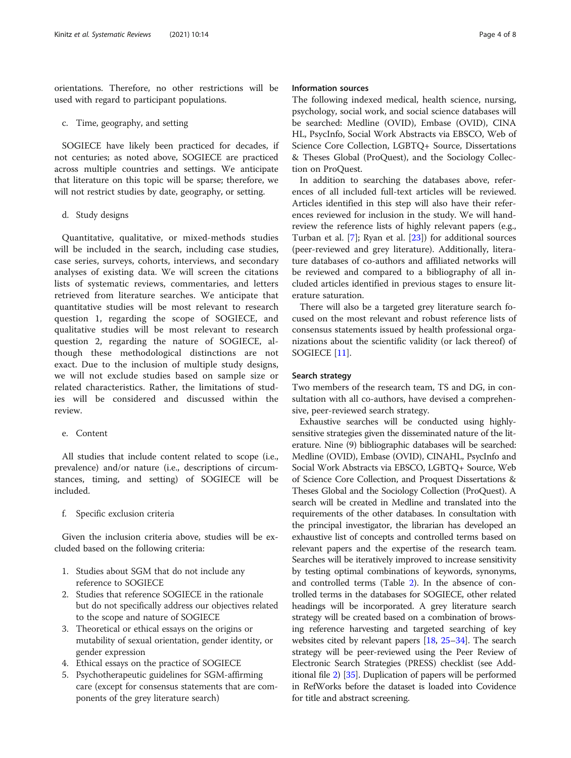orientations. Therefore, no other restrictions will be used with regard to participant populations.

c. Time, geography, and setting

SOGIECE have likely been practiced for decades, if not centuries; as noted above, SOGIECE are practiced across multiple countries and settings. We anticipate that literature on this topic will be sparse; therefore, we will not restrict studies by date, geography, or setting.

d. Study designs

Quantitative, qualitative, or mixed-methods studies will be included in the search, including case studies, case series, surveys, cohorts, interviews, and secondary analyses of existing data. We will screen the citations lists of systematic reviews, commentaries, and letters retrieved from literature searches. We anticipate that quantitative studies will be most relevant to research question 1, regarding the scope of SOGIECE, and qualitative studies will be most relevant to research question 2, regarding the nature of SOGIECE, although these methodological distinctions are not exact. Due to the inclusion of multiple study designs, we will not exclude studies based on sample size or related characteristics. Rather, the limitations of studies will be considered and discussed within the review.

e. Content

All studies that include content related to scope (i.e., prevalence) and/or nature (i.e., descriptions of circumstances, timing, and setting) of SOGIECE will be included.

f. Specific exclusion criteria

Given the inclusion criteria above, studies will be excluded based on the following criteria:

1. Studies about SGM that do not include any reference to SOGIECE
2. Studies that reference SOGIECE in the rationale but do not specifically address our objectives related to the scope and nature of SOGIECE
3. Theoretical or ethical essays on the origins or mutability of sexual orientation, gender identity, or gender expression
4. Ethical essays on the practice of SOGIECE
5. Psychotherapeutic guidelines for SGM-affirming care (except for consensus statements that are components of the grey literature search)

### Information sources

The following indexed medical, health science, nursing, psychology, social work, and social science databases will be searched: Medline (OVID), Embase (OVID), CINAHL, PsycInfo, Social Work Abstracts via EBSCO, Web of Science Core Collection, LGBTQ+ Source, Dissertations & Theses Global (ProQuest), and the Sociology Collection on ProQuest.

In addition to searching the databases above, references of all included full-text articles will be reviewed. Articles identified in this step will also have their references reviewed for inclusion in the study. We will hand-review the reference lists of highly relevant papers (e.g., Turban et al. [7]; Ryan et al. [23]) for additional sources (peer-reviewed and grey literature). Additionally, literature databases of co-authors and affiliated networks will be reviewed and compared to a bibliography of all included articles identified in previous stages to ensure literature saturation.

There will also be a targeted grey literature search focused on the most relevant and robust reference lists of consensus statements issued by health professional organizations about the scientific validity (or lack thereof) of SOGIECE [11].

### Search strategy

Two members of the research team, TS and DG, in consultation with all co-authors, have devised a comprehensive, peer-reviewed search strategy.

Exhaustive searches will be conducted using highly-sensitive strategies given the disseminated nature of the literature. Nine (9) bibliographic databases will be searched: Medline (OVID), Embase (OVID), CINAHL, PsycInfo and Social Work Abstracts via EBSCO, LGBTQ+ Source, Web of Science Core Collection, and Proquest Dissertations & Theses Global and the Sociology Collection (ProQuest). A search will be created in Medline and translated into the requirements of the other databases. In consultation with the principal investigator, the librarian has developed an exhaustive list of concepts and controlled terms based on relevant papers and the expertise of the research team. Searches will be iteratively improved to increase sensitivity by testing optimal combinations of keywords, synonyms, and controlled terms (Table 2). In the absence of controlled terms in the databases for SOGIECE, other related headings will be incorporated. A grey literature search strategy will be created based on a combination of browsing reference harvesting and targeted searching of key websites cited by relevant papers [18, 25–34]. The search strategy will be peer-reviewed using the Peer Review of Electronic Search Strategies (PRESS) checklist (see Additional file 2) [35]. Duplication of papers will be performed in RefWorks before the dataset is loaded into Covidence for title and abstract screening.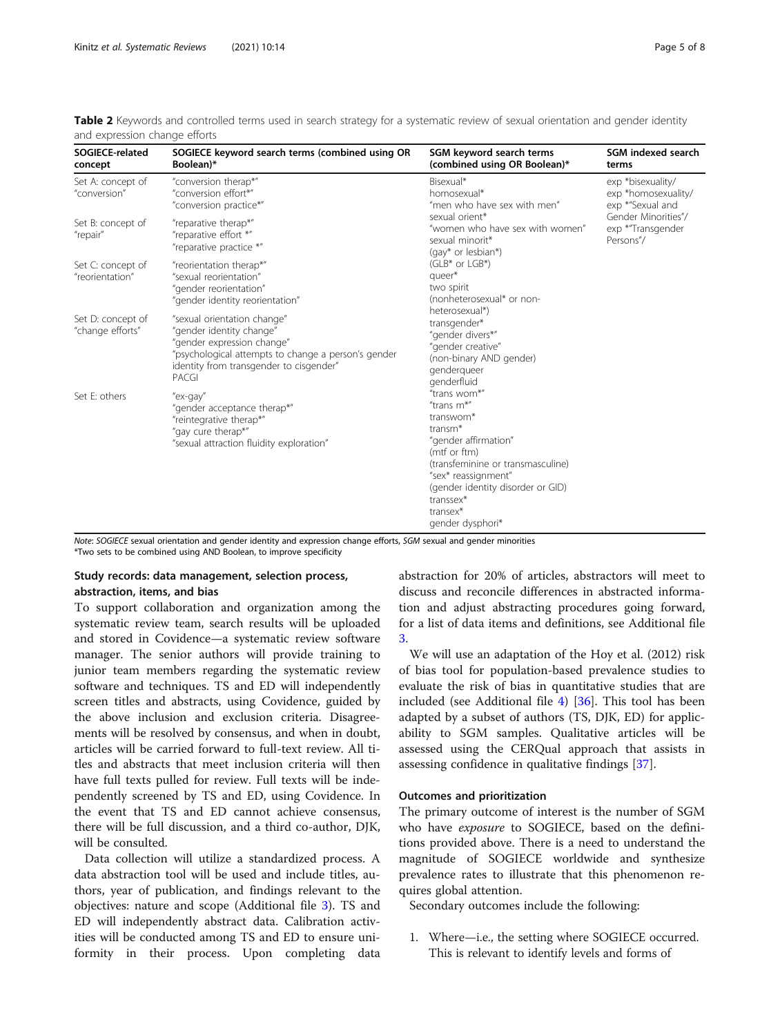**Table 2** Keywords and controlled terms used in search strategy for a systematic review of sexual orientation and gender identity and expression change efforts

| SOGIECE-related concept | SOGIECE keyword search terms (combined using OR Boolean)* | SGM keyword search terms (combined using OR Boolean)* | SGM indexed search terms |
|---|---|---|---|
| Set A: concept of "conversion" | "conversion therap*"<br>"conversion effort*"<br>"conversion practice*" | Bisexual*<br>homosexual*<br>"men who have sex with men"<br>sexual orient*<br>"women who have sex with women"<br>sexual minorit*<br>(gay* or lesbian*)<br>(GLB* or LGB*)<br>queer*<br>two spirit<br>(nonheterosexual* or non-heterosexual*)<br>transgender*<br>"gender divers*"<br>"gender creative"<br>(non-binary AND gender)<br>genderqueer<br>genderfluid<br>"trans wom*"<br>"trans m*"<br>transwom*<br>transm*<br>"gender affirmation"<br>(mtf or ftm)<br>(transfeminine or transmasculine)<br>"sex* reassignment"<br>(gender identity disorder or GID)<br>transsex*<br>transex*<br>gender dysphori* | exp *bisexuality/<br>exp *homosexuality/<br>exp *"Sexual and Gender Minorities"/<br>exp *"Transgender Persons"/ |
| Set B: concept of "repair" | "reparative therap*"<br>"reparative effort *"<br>"reparative practice *" | | |
| Set C: concept of "reorientation" | "reorientation therap*"<br>"sexual reorientation"<br>"gender reorientation"<br>"gender identity reorientation" | | |
| Set D: concept of "change efforts" | "sexual orientation change"<br>"gender identity change"<br>"gender expression change"<br>"psychological attempts to change a person's gender identity from transgender to cisgender"<br>PACGI | | |
| Set E: others | "ex-gay"<br>"gender acceptance therap*"<br>"reintegrative therap*"<br>"gay cure therap*"<br>"sexual attraction fluidity exploration" | | |

*Note*: *SOGIECE* sexual orientation and gender identity and expression change efforts, *SGM* sexual and gender minorities
*Two sets to be combined using AND Boolean, to improve specificity

### Study records: data management, selection process, abstraction, items, and bias

To support collaboration and organization among the systematic review team, search results will be uploaded and stored in Covidence—a systematic review software manager. The senior authors will provide training to junior team members regarding the systematic review software and techniques. TS and ED will independently screen titles and abstracts, using Covidence, guided by the above inclusion and exclusion criteria. Disagreements will be resolved by consensus, and when in doubt, articles will be carried forward to full-text review. All titles and abstracts that meet inclusion criteria will then have full texts pulled for review. Full texts will be independently screened by TS and ED, using Covidence. In the event that TS and ED cannot achieve consensus, there will be full discussion, and a third co-author, DJK, will be consulted.

Data collection will utilize a standardized process. A data abstraction tool will be used and include titles, authors, year of publication, and findings relevant to the objectives: nature and scope (Additional file 3). TS and ED will independently abstract data. Calibration activities will be conducted among TS and ED to ensure uniformity in their process. Upon completing data abstraction for 20% of articles, abstractors will meet to discuss and reconcile differences in abstracted information and adjust abstracting procedures going forward, for a list of data items and definitions, see Additional file 3.

We will use an adaptation of the Hoy et al. (2012) risk of bias tool for population-based prevalence studies to evaluate the risk of bias in quantitative studies that are included (see Additional file 4) [36]. This tool has been adapted by a subset of authors (TS, DJK, ED) for applicability to SGM samples. Qualitative articles will be assessed using the CERQual approach that assists in assessing confidence in qualitative findings [37].

### Outcomes and prioritization

The primary outcome of interest is the number of SGM who have *exposure* to SOGIECE, based on the definitions provided above. There is a need to understand the magnitude of SOGIECE worldwide and synthesize prevalence rates to illustrate that this phenomenon requires global attention.

Secondary outcomes include the following:

1. Where—i.e., the setting where SOGIECE occurred. This is relevant to identify levels and forms of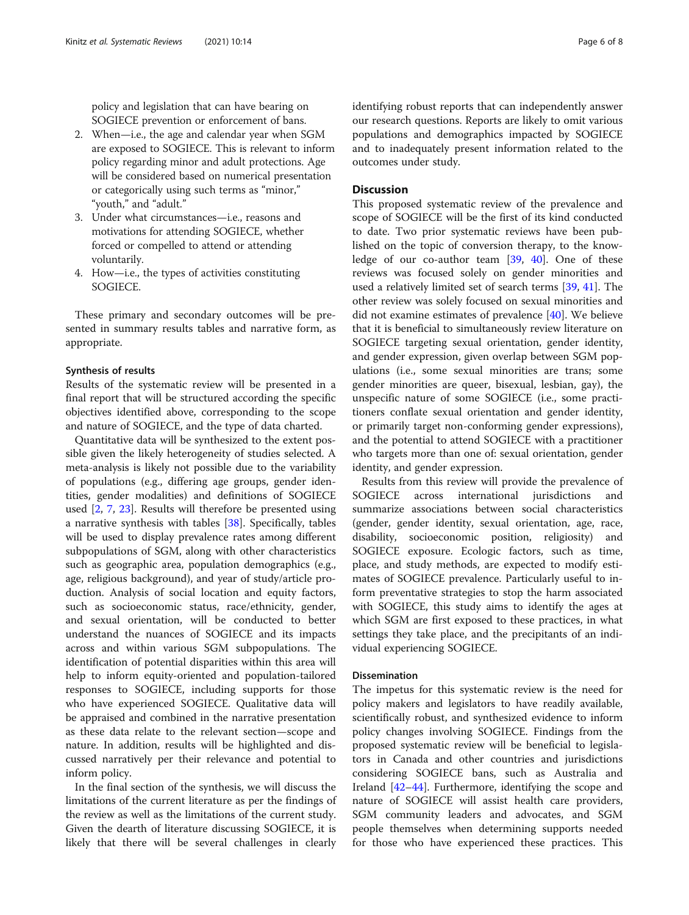policy and legislation that can have bearing on SOGIECE prevention or enforcement of bans.

2. When—i.e., the age and calendar year when SGM are exposed to SOGIECE. This is relevant to inform policy regarding minor and adult protections. Age will be considered based on numerical presentation or categorically using such terms as "minor," "youth," and "adult."
3. Under what circumstances—i.e., reasons and motivations for attending SOGIECE, whether forced or compelled to attend or attending voluntarily.
4. How—i.e., the types of activities constituting SOGIECE.

These primary and secondary outcomes will be presented in summary results tables and narrative form, as appropriate.

### Synthesis of results

Results of the systematic review will be presented in a final report that will be structured according the specific objectives identified above, corresponding to the scope and nature of SOGIECE, and the type of data charted.

Quantitative data will be synthesized to the extent possible given the likely heterogeneity of studies selected. A meta-analysis is likely not possible due to the variability of populations (e.g., differing age groups, gender identities, gender modalities) and definitions of SOGIECE used [2, 7, 23]. Results will therefore be presented using a narrative synthesis with tables [38]. Specifically, tables will be used to display prevalence rates among different subpopulations of SGM, along with other characteristics such as geographic area, population demographics (e.g., age, religious background), and year of study/article production. Analysis of social location and equity factors, such as socioeconomic status, race/ethnicity, gender, and sexual orientation, will be conducted to better understand the nuances of SOGIECE and its impacts across and within various SGM subpopulations. The identification of potential disparities within this area will help to inform equity-oriented and population-tailored responses to SOGIECE, including supports for those who have experienced SOGIECE. Qualitative data will be appraised and combined in the narrative presentation as these data relate to the relevant section—scope and nature. In addition, results will be highlighted and discussed narratively per their relevance and potential to inform policy.

In the final section of the synthesis, we will discuss the limitations of the current literature as per the findings of the review as well as the limitations of the current study. Given the dearth of literature discussing SOGIECE, it is likely that there will be several challenges in clearly identifying robust reports that can independently answer our research questions. Reports are likely to omit various populations and demographics impacted by SOGIECE and to inadequately present information related to the outcomes under study.

## Discussion

This proposed systematic review of the prevalence and scope of SOGIECE will be the first of its kind conducted to date. Two prior systematic reviews have been published on the topic of conversion therapy, to the knowledge of our co-author team [39, 40]. One of these reviews was focused solely on gender minorities and used a relatively limited set of search terms [39, 41]. The other review was solely focused on sexual minorities and did not examine estimates of prevalence [40]. We believe that it is beneficial to simultaneously review literature on SOGIECE targeting sexual orientation, gender identity, and gender expression, given overlap between SGM populations (i.e., some sexual minorities are trans; some gender minorities are queer, bisexual, lesbian, gay), the unspecific nature of some SOGIECE (i.e., some practitioners conflate sexual orientation and gender identity, or primarily target non-conforming gender expressions), and the potential to attend SOGIECE with a practitioner who targets more than one of: sexual orientation, gender identity, and gender expression.

Results from this review will provide the prevalence of SOGIECE across international jurisdictions and summarize associations between social characteristics (gender, gender identity, sexual orientation, age, race, disability, socioeconomic position, religiosity) and SOGIECE exposure. Ecologic factors, such as time, place, and study methods, are expected to modify estimates of SOGIECE prevalence. Particularly useful to inform preventative strategies to stop the harm associated with SOGIECE, this study aims to identify the ages at which SGM are first exposed to these practices, in what settings they take place, and the precipitants of an individual experiencing SOGIECE.

### Dissemination

The impetus for this systematic review is the need for policy makers and legislators to have readily available, scientifically robust, and synthesized evidence to inform policy changes involving SOGIECE. Findings from the proposed systematic review will be beneficial to legislators in Canada and other countries and jurisdictions considering SOGIECE bans, such as Australia and Ireland [42–44]. Furthermore, identifying the scope and nature of SOGIECE will assist health care providers, SGM community leaders and advocates, and SGM people themselves when determining supports needed for those who have experienced these practices. This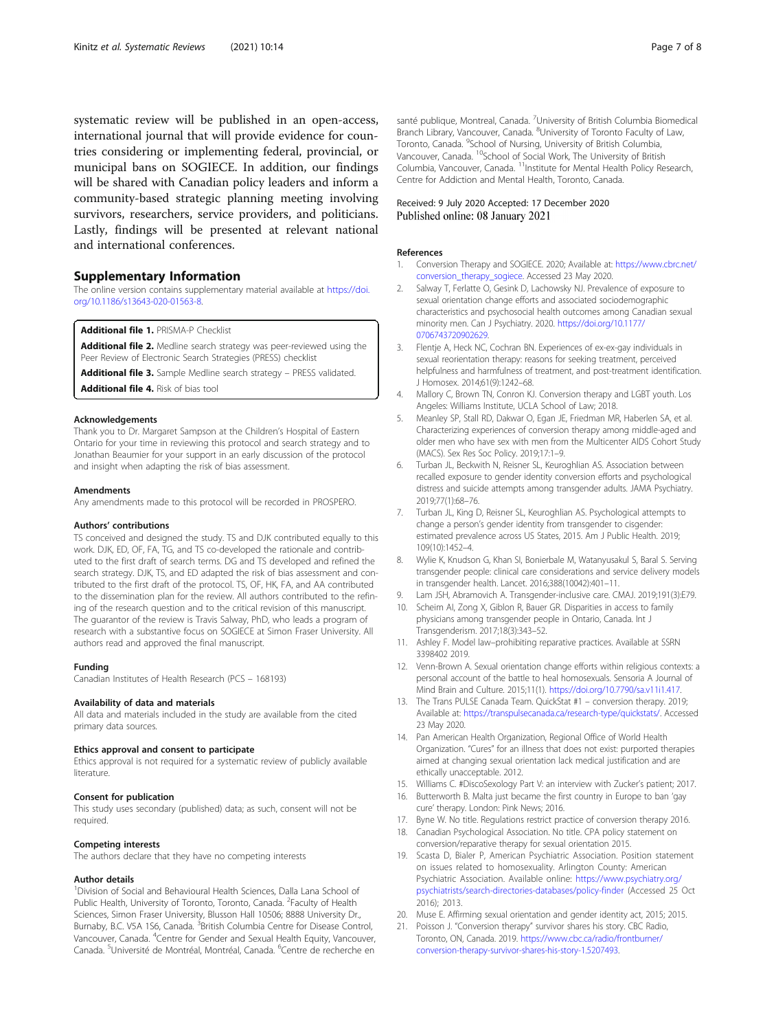systematic review will be published in an open-access, international journal that will provide evidence for countries considering or implementing federal, provincial, or municipal bans on SOGIECE. In addition, our findings will be shared with Canadian policy leaders and inform a community-based strategic planning meeting involving survivors, researchers, service providers, and politicians. Lastly, findings will be presented at relevant national and international conferences.

## Supplementary Information

The online version contains supplementary material available at https://doi.org/10.1186/s13643-020-01563-8.

**Additional file 1.** PRISMA-P Checklist

**Additional file 2.** Medline search strategy was peer-reviewed using the Peer Review of Electronic Search Strategies (PRESS) checklist

**Additional file 3.** Sample Medline search strategy – PRESS validated.

**Additional file 4.** Risk of bias tool

### Acknowledgements

Thank you to Dr. Margaret Sampson at the Children's Hospital of Eastern Ontario for your time in reviewing this protocol and search strategy and to Jonathan Beaumier for your support in an early discussion of the protocol and insight when adapting the risk of bias assessment.

### Amendments

Any amendments made to this protocol will be recorded in PROSPERO.

### Authors' contributions

TS conceived and designed the study. TS and DJK contributed equally to this work. DJK, ED, OF, FA, TG, and TS co-developed the rationale and contributed to the first draft of search terms. DG and TS developed and refined the search strategy. DJK, TS, and ED adapted the risk of bias assessment and contributed to the first draft of the protocol. TS, OF, HK, FA, and AA contributed to the dissemination plan for the review. All authors contributed to the refining of the research question and to the critical revision of this manuscript. The guarantor of the review is Travis Salway, PhD, who leads a program of research with a substantive focus on SOGIECE at Simon Fraser University. All authors read and approved the final manuscript.

### Funding

Canadian Institutes of Health Research (PCS – 168193)

### Availability of data and materials

All data and materials included in the study are available from the cited primary data sources.

### Ethics approval and consent to participate

Ethics approval is not required for a systematic review of publicly available literature.

### Consent for publication

This study uses secondary (published) data; as such, consent will not be required.

### Competing interests

The authors declare that they have no competing interests

### Author details

[1]Division of Social and Behavioural Health Sciences, Dalla Lana School of Public Health, University of Toronto, Toronto, Canada. [2]Faculty of Health Sciences, Simon Fraser University, Blusson Hall 10506; 8888 University Dr., Burnaby, B.C. V5A 1S6, Canada. [3]British Columbia Centre for Disease Control, Vancouver, Canada. [4]Centre for Gender and Sexual Health Equity, Vancouver, Canada. [5]Université de Montréal, Montréal, Canada. [6]Centre de recherche en santé publique, Montreal, Canada. [7]University of British Columbia Biomedical Branch Library, Vancouver, Canada. [8]University of Toronto Faculty of Law, Toronto, Canada. [9]School of Nursing, University of British Columbia, Vancouver, Canada. [10]School of Social Work, The University of British Columbia, Vancouver, Canada. [11]Institute for Mental Health Policy Research, Centre for Addiction and Mental Health, Toronto, Canada.

Received: 9 July 2020 Accepted: 17 December 2020
Published online: 08 January 2021

### References

1. Conversion Therapy and SOGIECE. 2020; Available at: https://www.cbrc.net/conversion_therapy_sogiece. Accessed 23 May 2020.
2. Salway T, Ferlatte O, Gesink D, Lachowsky NJ. Prevalence of exposure to sexual orientation change efforts and associated sociodemographic characteristics and psychosocial health outcomes among Canadian sexual minority men. Can J Psychiatry. 2020. https://doi.org/10.1177/0706743720902629.
3. Flentje A, Heck NC, Cochran BN. Experiences of ex-ex-gay individuals in sexual reorientation therapy: reasons for seeking treatment, perceived helpfulness and harmfulness of treatment, and post-treatment identification. J Homosex. 2014;61(9):1242–68.
4. Mallory C, Brown TN, Conron KJ. Conversion therapy and LGBT youth. Los Angeles: Williams Institute, UCLA School of Law; 2018.
5. Meanley SP, Stall RD, Dakwar O, Egan JE, Friedman MR, Haberlen SA, et al. Characterizing experiences of conversion therapy among middle-aged and older men who have sex with men from the Multicenter AIDS Cohort Study (MACS). Sex Res Soc Policy. 2019;17:1–9.
6. Turban JL, Beckwith N, Reisner SL, Keuroghlian AS. Association between recalled exposure to gender identity conversion efforts and psychological distress and suicide attempts among transgender adults. JAMA Psychiatry. 2019;77(1):68–76.
7. Turban JL, King D, Reisner SL, Keuroghlian AS. Psychological attempts to change a person's gender identity from transgender to cisgender: estimated prevalence across US States, 2015. Am J Public Health. 2019; 109(10):1452–4.
8. Wylie K, Knudson G, Khan SI, Bonierbale M, Watanyusakul S, Baral S. Serving transgender people: clinical care considerations and service delivery models in transgender health. Lancet. 2016;388(10042):401–11.
9. Lam JSH, Abramovich A. Transgender-inclusive care. CMAJ. 2019;191(3):E79.
10. Scheim AI, Zong X, Giblon R, Bauer GR. Disparities in access to family physicians among transgender people in Ontario, Canada. Int J Transgenderism. 2017;18(3):343–52.
11. Ashley F. Model law–prohibiting reparative practices. Available at SSRN 3398402 2019.
12. Venn-Brown A. Sexual orientation change efforts within religious contexts: a personal account of the battle to heal homosexuals. Sensoria A Journal of Mind Brain and Culture. 2015;11(1). https://doi.org/10.7790/sa.v11i1.417.
13. The Trans PULSE Canada Team. QuickStat #1 – conversion therapy. 2019; Available at: https://transpulsecanada.ca/research-type/quickstats/. Accessed 23 May 2020.
14. Pan American Health Organization, Regional Office of World Health Organization. "Cures" for an illness that does not exist: purported therapies aimed at changing sexual orientation lack medical justification and are ethically unacceptable. 2012.
15. Williams C. #DiscoSexology Part V: an interview with Zucker's patient; 2017.
16. Butterworth B. Malta just became the first country in Europe to ban 'gay cure' therapy. London: Pink News; 2016.
17. Byne W. No title. Regulations restrict practice of conversion therapy 2016.
18. Canadian Psychological Association. No title. CPA policy statement on conversion/reparative therapy for sexual orientation 2015.
19. Scasta D, Bialer P, American Psychiatric Association. Position statement on issues related to homosexuality. Arlington County: American Psychiatric Association. Available online: https://www.psychiatry.org/psychiatrists/search-directories-databases/policy-finder (Accessed 25 Oct 2016); 2013.
20. Muse E. Affirming sexual orientation and gender identity act, 2015; 2015.
21. Poisson J. "Conversion therapy" survivor shares his story. CBC Radio, Toronto, ON, Canada. 2019. https://www.cbc.ca/radio/frontburner/conversion-therapy-survivor-shares-his-story-1.5207493.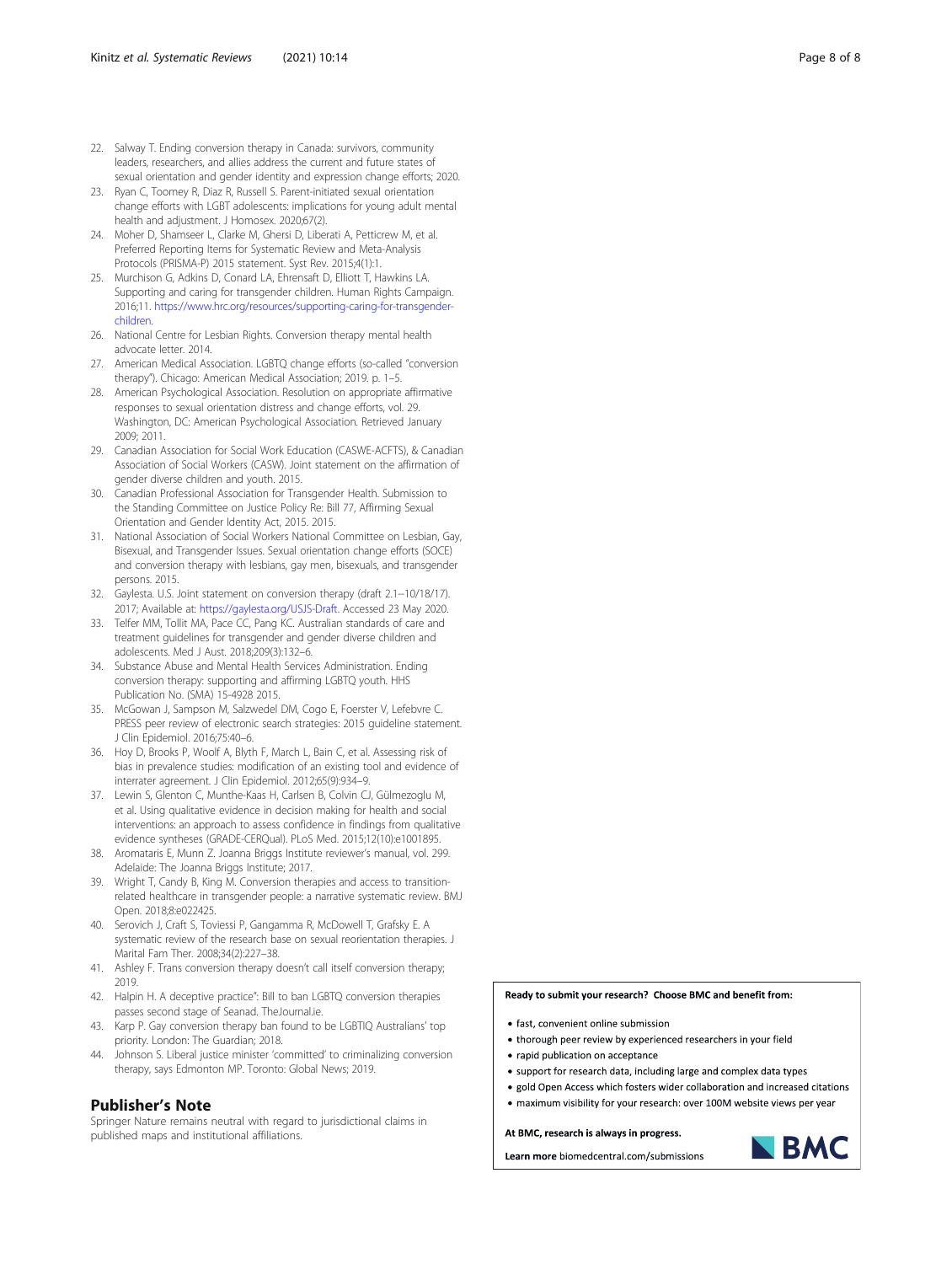22. Salway T. Ending conversion therapy in Canada: survivors, community leaders, researchers, and allies address the current and future states of sexual orientation and gender identity and expression change efforts; 2020.
23. Ryan C, Toomey R, Diaz R, Russell S. Parent-initiated sexual orientation change efforts with LGBT adolescents: implications for young adult mental health and adjustment. J Homosex. 2020;67(2).
24. Moher D, Shamseer L, Clarke M, Ghersi D, Liberati A, Petticrew M, et al. Preferred Reporting Items for Systematic Review and Meta-Analysis Protocols (PRISMA-P) 2015 statement. Syst Rev. 2015;4(1):1.
25. Murchison G, Adkins D, Conard LA, Ehrensaft D, Elliott T, Hawkins LA. Supporting and caring for transgender children. Human Rights Campaign. 2016;11. https://www.hrc.org/resources/supporting-caring-for-transgender-children.
26. National Centre for Lesbian Rights. Conversion therapy mental health advocate letter. 2014.
27. American Medical Association. LGBTQ change efforts (so-called "conversion therapy"). Chicago: American Medical Association; 2019. p. 1–5.
28. American Psychological Association. Resolution on appropriate affirmative responses to sexual orientation distress and change efforts, vol. 29. Washington, DC: American Psychological Association. Retrieved January 2009; 2011.
29. Canadian Association for Social Work Education (CASWE-ACFTS), & Canadian Association of Social Workers (CASW). Joint statement on the affirmation of gender diverse children and youth. 2015.
30. Canadian Professional Association for Transgender Health. Submission to the Standing Committee on Justice Policy Re: Bill 77, Affirming Sexual Orientation and Gender Identity Act, 2015. 2015.
31. National Association of Social Workers National Committee on Lesbian, Gay, Bisexual, and Transgender Issues. Sexual orientation change efforts (SOCE) and conversion therapy with lesbians, gay men, bisexuals, and transgender persons. 2015.
32. Gaylesta. U.S. Joint statement on conversion therapy (draft 2.1--10/18/17). 2017; Available at: https://gaylesta.org/USJS-Draft. Accessed 23 May 2020.
33. Telfer MM, Tollit MA, Pace CC, Pang KC. Australian standards of care and treatment guidelines for transgender and gender diverse children and adolescents. Med J Aust. 2018;209(3):132–6.
34. Substance Abuse and Mental Health Services Administration. Ending conversion therapy: supporting and affirming LGBTQ youth. HHS Publication No. (SMA) 15-4928 2015.
35. McGowan J, Sampson M, Salzwedel DM, Cogo E, Foerster V, Lefebvre C. PRESS peer review of electronic search strategies: 2015 guideline statement. J Clin Epidemiol. 2016;75:40–6.
36. Hoy D, Brooks P, Woolf A, Blyth F, March L, Bain C, et al. Assessing risk of bias in prevalence studies: modification of an existing tool and evidence of interrater agreement. J Clin Epidemiol. 2012;65(9):934–9.
37. Lewin S, Glenton C, Munthe-Kaas H, Carlsen B, Colvin CJ, Gülmezoglu M, et al. Using qualitative evidence in decision making for health and social interventions: an approach to assess confidence in findings from qualitative evidence syntheses (GRADE-CERQual). PLoS Med. 2015;12(10):e1001895.
38. Aromataris E, Munn Z. Joanna Briggs Institute reviewer's manual, vol. 299. Adelaide: The Joanna Briggs Institute; 2017.
39. Wright T, Candy B, King M. Conversion therapies and access to transition-related healthcare in transgender people: a narrative systematic review. BMJ Open. 2018;8:e022425.
40. Serovich J, Craft S, Toviessi P, Gangamma R, McDowell T, Grafsky E. A systematic review of the research base on sexual reorientation therapies. J Marital Fam Ther. 2008;34(2):227–38.
41. Ashley F. Trans conversion therapy doesn't call itself conversion therapy; 2019.
42. Halpin H. A deceptive practice": Bill to ban LGBTQ conversion therapies passes second stage of Seanad. TheJournal.ie.
43. Karp P. Gay conversion therapy ban found to be LGBTIQ Australians' top priority. London: The Guardian; 2018.
44. Johnson S. Liberal justice minister 'committed' to criminalizing conversion therapy, says Edmonton MP. Toronto: Global News; 2019.

## Publisher's Note

Springer Nature remains neutral with regard to jurisdictional claims in published maps and institutional affiliations.

**Ready to submit your research? Choose BMC and benefit from:**

- fast, convenient online submission
- thorough peer review by experienced researchers in your field
- rapid publication on acceptance
- support for research data, including large and complex data types
- gold Open Access which fosters wider collaboration and increased citations
- maximum visibility for your research: over 100M website views per year

**At BMC, research is always in progress.**

**Learn more** biomedcentral.com/submissions

BMC